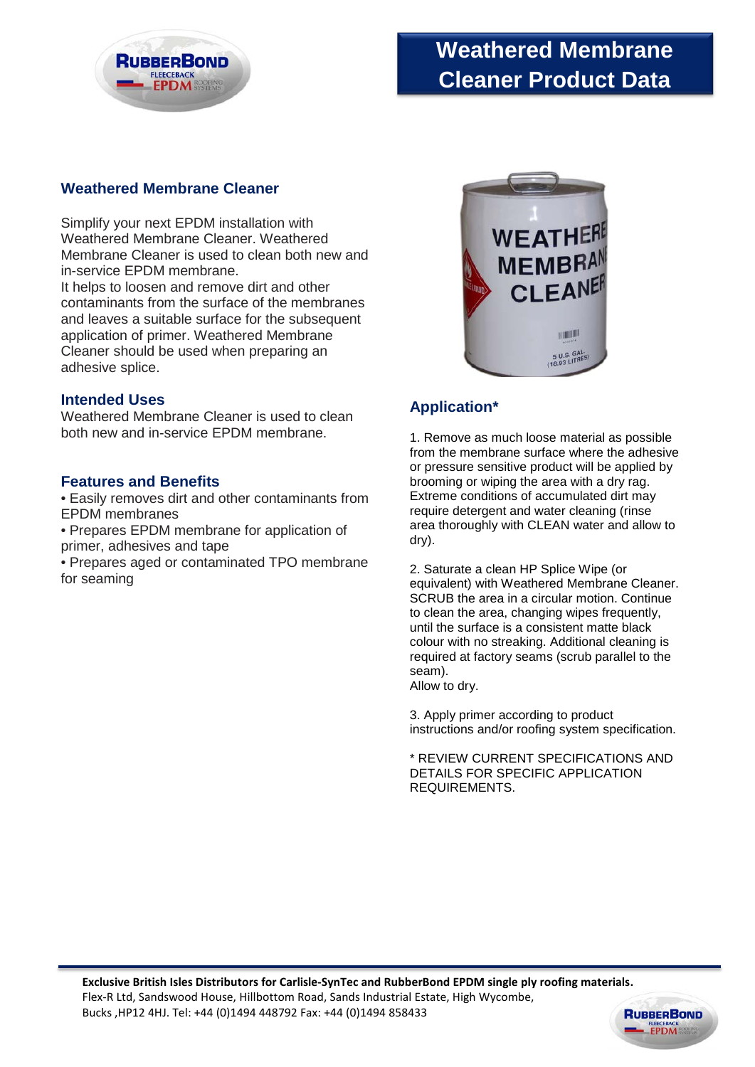# Weathered Membrane Cleaner Product Data

## Weathered Membrane Cleaner

Simplify your next EPDM installation with Weathered Membrane Cleaner. Weathered Membrane Cleaner is used to clean both new and in-service EPDM membrane.
It helps to loosen and remove dirt and other contaminants from the surface of the membranes and leaves a suitable surface for the subsequent application of primer. Weathered Membrane Cleaner should be used when preparing an adhesive splice.

## Intended Uses

Weathered Membrane Cleaner is used to clean both new and in-service EPDM membrane.

## Features and Benefits

- Easily removes dirt and other contaminants from EPDM membranes
- Prepares EPDM membrane for application of primer, adhesives and tape
- Prepares aged or contaminated TPO membrane for seaming

## Application*

1. Remove as much loose material as possible from the membrane surface where the adhesive or pressure sensitive product will be applied by brooming or wiping the area with a dry rag. Extreme conditions of accumulated dirt may require detergent and water cleaning (rinse area thoroughly with CLEAN water and allow to dry).

2. Saturate a clean HP Splice Wipe (or equivalent) with Weathered Membrane Cleaner. SCRUB the area in a circular motion. Continue to clean the area, changing wipes frequently, until the surface is a consistent matte black colour with no streaking. Additional cleaning is required at factory seams (scrub parallel to the seam).
Allow to dry.

3. Apply primer according to product instructions and/or roofing system specification.

* REVIEW CURRENT SPECIFICATIONS AND DETAILS FOR SPECIFIC APPLICATION REQUIREMENTS.

**Exclusive British Isles Distributors for Carlisle-SynTec and RubberBond EPDM single ply roofing materials.**
Flex-R Ltd, Sandswood House, Hillbottom Road, Sands Industrial Estate, High Wycombe, Bucks ,HP12 4HJ. Tel: +44 (0)1494 448792 Fax: +44 (0)1494 858433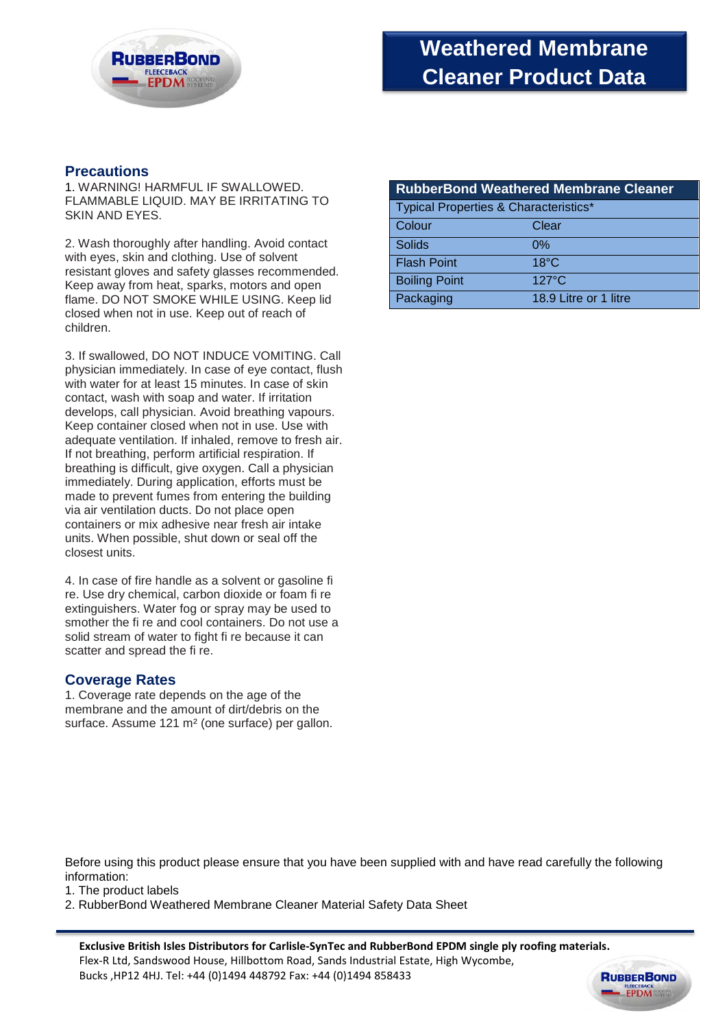# Weathered Membrane Cleaner Product Data

## Precautions

1. WARNING! HARMFUL IF SWALLOWED. FLAMMABLE LIQUID. MAY BE IRRITATING TO SKIN AND EYES.

2. Wash thoroughly after handling. Avoid contact with eyes, skin and clothing. Use of solvent resistant gloves and safety glasses recommended. Keep away from heat, sparks, motors and open flame. DO NOT SMOKE WHILE USING. Keep lid closed when not in use. Keep out of reach of children.

3. If swallowed, DO NOT INDUCE VOMITING. Call physician immediately. In case of eye contact, flush with water for at least 15 minutes. In case of skin contact, wash with soap and water. If irritation develops, call physician. Avoid breathing vapours. Keep container closed when not in use. Use with adequate ventilation. If inhaled, remove to fresh air. If not breathing, perform artificial respiration. If breathing is difficult, give oxygen. Call a physician immediately. During application, efforts must be made to prevent fumes from entering the building via air ventilation ducts. Do not place open containers or mix adhesive near fresh air intake units. When possible, shut down or seal off the closest units.

4. In case of fire handle as a solvent or gasoline fi re. Use dry chemical, carbon dioxide or foam fi re extinguishers. Water fog or spray may be used to smother the fi re and cool containers. Do not use a solid stream of water to fight fi re because it can scatter and spread the fi re.

## Coverage Rates

1. Coverage rate depends on the age of the membrane and the amount of dirt/debris on the surface. Assume 121 m² (one surface) per gallon.

| RubberBond Weathered Membrane Cleaner | |
|---|---|
| Typical Properties & Characteristics* | |
| Colour | Clear |
| Solids | 0% |
| Flash Point | 18°C |
| Boiling Point | 127°C |
| Packaging | 18.9 Litre or 1 litre |

Before using this product please ensure that you have been supplied with and have read carefully the following information:

1. The product labels
2. RubberBond Weathered Membrane Cleaner Material Safety Data Sheet

**Exclusive British Isles Distributors for Carlisle-SynTec and RubberBond EPDM single ply roofing materials.**
Flex-R Ltd, Sandswood House, Hillbottom Road, Sands Industrial Estate, High Wycombe, Bucks ,HP12 4HJ. Tel: +44 (0)1494 448792 Fax: +44 (0)1494 858433